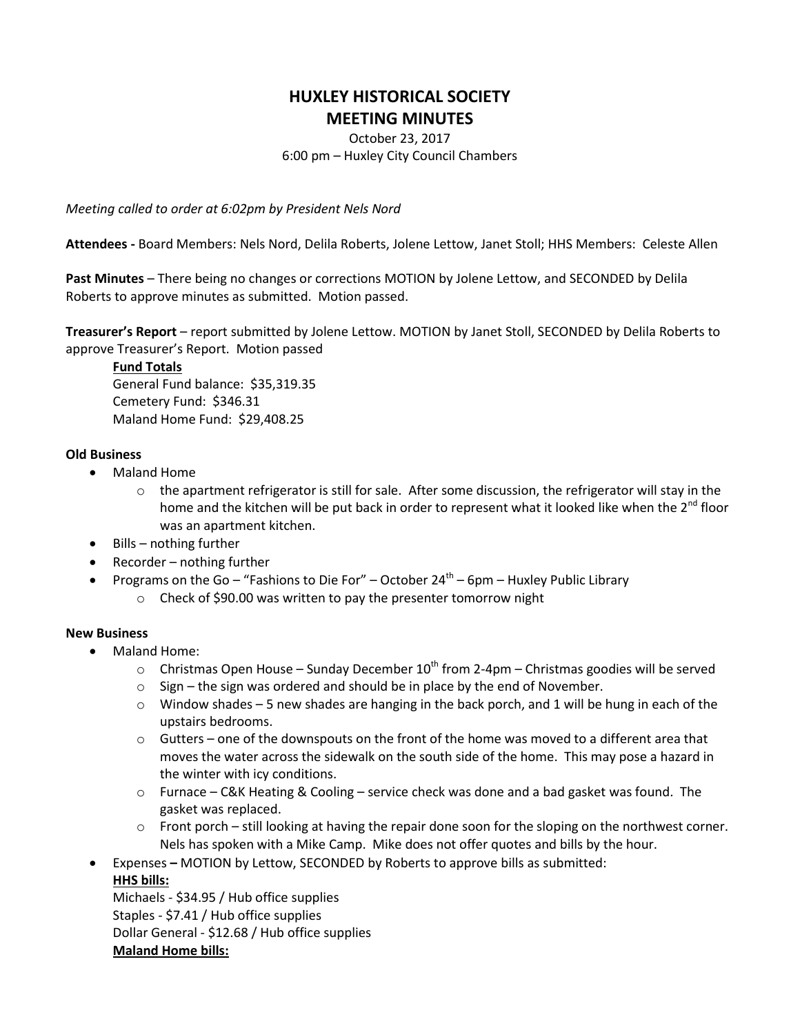# HUXLEY HISTORICAL SOCIETY
# MEETING MINUTES

October 23, 2017
6:00 pm – Huxley City Council Chambers

*Meeting called to order at 6:02pm by President Nels Nord*

**Attendees -** Board Members: Nels Nord, Delila Roberts, Jolene Lettow, Janet Stoll; HHS Members: Celeste Allen

**Past Minutes** – There being no changes or corrections MOTION by Jolene Lettow, and SECONDED by Delila Roberts to approve minutes as submitted. Motion passed.

**Treasurer's Report** – report submitted by Jolene Lettow. MOTION by Janet Stoll, SECONDED by Delila Roberts to approve Treasurer's Report. Motion passed

**Fund Totals**
General Fund balance: $35,319.35
Cemetery Fund: $346.31
Maland Home Fund: $29,408.25

**Old Business**

- Maland Home
  - the apartment refrigerator is still for sale. After some discussion, the refrigerator will stay in the home and the kitchen will be put back in order to represent what it looked like when the 2nd floor was an apartment kitchen.
- Bills – nothing further
- Recorder – nothing further
- Programs on the Go – "Fashions to Die For" – October 24th – 6pm – Huxley Public Library
  - Check of $90.00 was written to pay the presenter tomorrow night

**New Business**

- Maland Home:
  - Christmas Open House – Sunday December 10th from 2-4pm – Christmas goodies will be served
  - Sign – the sign was ordered and should be in place by the end of November.
  - Window shades – 5 new shades are hanging in the back porch, and 1 will be hung in each of the upstairs bedrooms.
  - Gutters – one of the downspouts on the front of the home was moved to a different area that moves the water across the sidewalk on the south side of the home. This may pose a hazard in the winter with icy conditions.
  - Furnace – C&K Heating & Cooling – service check was done and a bad gasket was found. The gasket was replaced.
  - Front porch – still looking at having the repair done soon for the sloping on the northwest corner. Nels has spoken with a Mike Camp. Mike does not offer quotes and bills by the hour.
- Expenses **–** MOTION by Lettow, SECONDED by Roberts to approve bills as submitted:

**HHS bills:**
Michaels - $34.95 / Hub office supplies
Staples - $7.41 / Hub office supplies
Dollar General - $12.68 / Hub office supplies

**Maland Home bills:**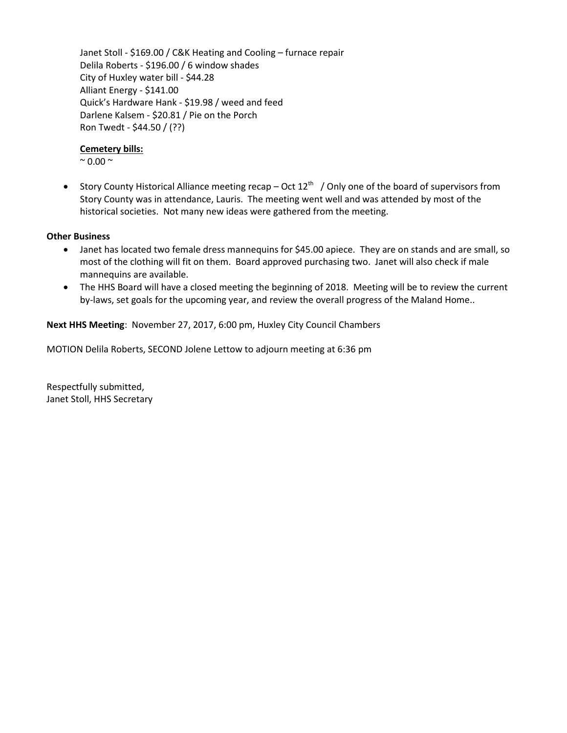Janet Stoll - $169.00 / C&K Heating and Cooling – furnace repair
Delila Roberts - $196.00 / 6 window shades
City of Huxley water bill - $44.28
Alliant Energy - $141.00
Quick's Hardware Hank - $19.98 / weed and feed
Darlene Kalsem - $20.81 / Pie on the Porch
Ron Twedt - $44.50 / (??)

**Cemetery bills:**
~ 0.00 ~

- Story County Historical Alliance meeting recap – Oct 12th / Only one of the board of supervisors from Story County was in attendance, Lauris. The meeting went well and was attended by most of the historical societies. Not many new ideas were gathered from the meeting.

**Other Business**

- Janet has located two female dress mannequins for $45.00 apiece. They are on stands and are small, so most of the clothing will fit on them. Board approved purchasing two. Janet will also check if male mannequins are available.
- The HHS Board will have a closed meeting the beginning of 2018. Meeting will be to review the current by-laws, set goals for the upcoming year, and review the overall progress of the Maland Home..

**Next HHS Meeting**: November 27, 2017, 6:00 pm, Huxley City Council Chambers

MOTION Delila Roberts, SECOND Jolene Lettow to adjourn meeting at 6:36 pm

Respectfully submitted,
Janet Stoll, HHS Secretary